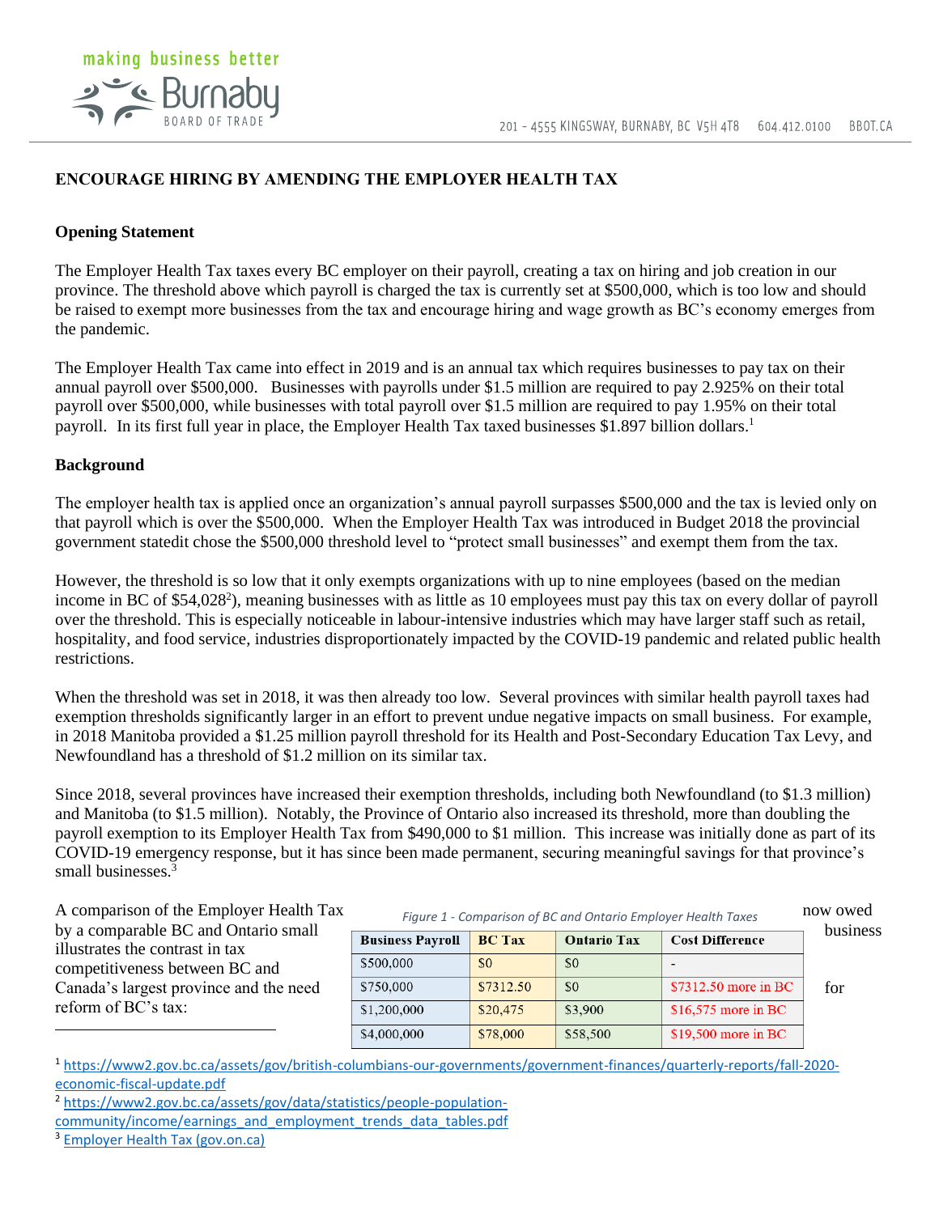## ENCOURAGE HIRING BY AMENDING THE EMPLOYER HEALTH TAX

### Opening Statement

The Employer Health Tax taxes every BC employer on their payroll, creating a tax on hiring and job creation in our province. The threshold above which payroll is charged the tax is currently set at $500,000, which is too low and should be raised to exempt more businesses from the tax and encourage hiring and wage growth as BC's economy emerges from the pandemic.

The Employer Health Tax came into effect in 2019 and is an annual tax which requires businesses to pay tax on their annual payroll over $500,000. Businesses with payrolls under $1.5 million are required to pay 2.925% on their total payroll over $500,000, while businesses with total payroll over $1.5 million are required to pay 1.95% on their total payroll. In its first full year in place, the Employer Health Tax taxed businesses $1.897 billion dollars.[1]

### Background

The employer health tax is applied once an organization's annual payroll surpasses $500,000 and the tax is levied only on that payroll which is over the $500,000. When the Employer Health Tax was introduced in Budget 2018 the provincial government statedit chose the $500,000 threshold level to "protect small businesses" and exempt them from the tax.

However, the threshold is so low that it only exempts organizations with up to nine employees (based on the median income in BC of $54,028[2]), meaning businesses with as little as 10 employees must pay this tax on every dollar of payroll over the threshold. This is especially noticeable in labour-intensive industries which may have larger staff such as retail, hospitality, and food service, industries disproportionately impacted by the COVID-19 pandemic and related public health restrictions.

When the threshold was set in 2018, it was then already too low. Several provinces with similar health payroll taxes had exemption thresholds significantly larger in an effort to prevent undue negative impacts on small business. For example, in 2018 Manitoba provided a $1.25 million payroll threshold for its Health and Post-Secondary Education Tax Levy, and Newfoundland has a threshold of $1.2 million on its similar tax.

Since 2018, several provinces have increased their exemption thresholds, including both Newfoundland (to $1.3 million) and Manitoba (to $1.5 million). Notably, the Province of Ontario also increased its threshold, more than doubling the payroll exemption to its Employer Health Tax from $490,000 to $1 million. This increase was initially done as part of its COVID-19 emergency response, but it has since been made permanent, securing meaningful savings for that province's small businesses.[3]

A comparison of the Employer Health Tax now owed by a comparable BC and Ontario small business illustrates the contrast in tax competitiveness between BC and Canada's largest province and the need for reform of BC's tax:

*Figure 1 - Comparison of BC and Ontario Employer Health Taxes*

| Business Payroll | BC Tax | Ontario Tax | Cost Difference |
|---|---|---|---|
| $500,000 | $0 | $0 | - |
| $750,000 | $7312.50 | $0 | $7312.50 more in BC |
| $1,200,000 | $20,475 | $3,900 | $16,575 more in BC |
| $4,000,000 | $78,000 | $58,500 | $19,500 more in BC |

[1] https://www2.gov.bc.ca/assets/gov/british-columbians-our-governments/government-finances/quarterly-reports/fall-2020-economic-fiscal-update.pdf

[2] https://www2.gov.bc.ca/assets/gov/data/statistics/people-population-community/income/earnings_and_employment_trends_data_tables.pdf

[3] Employer Health Tax (gov.on.ca)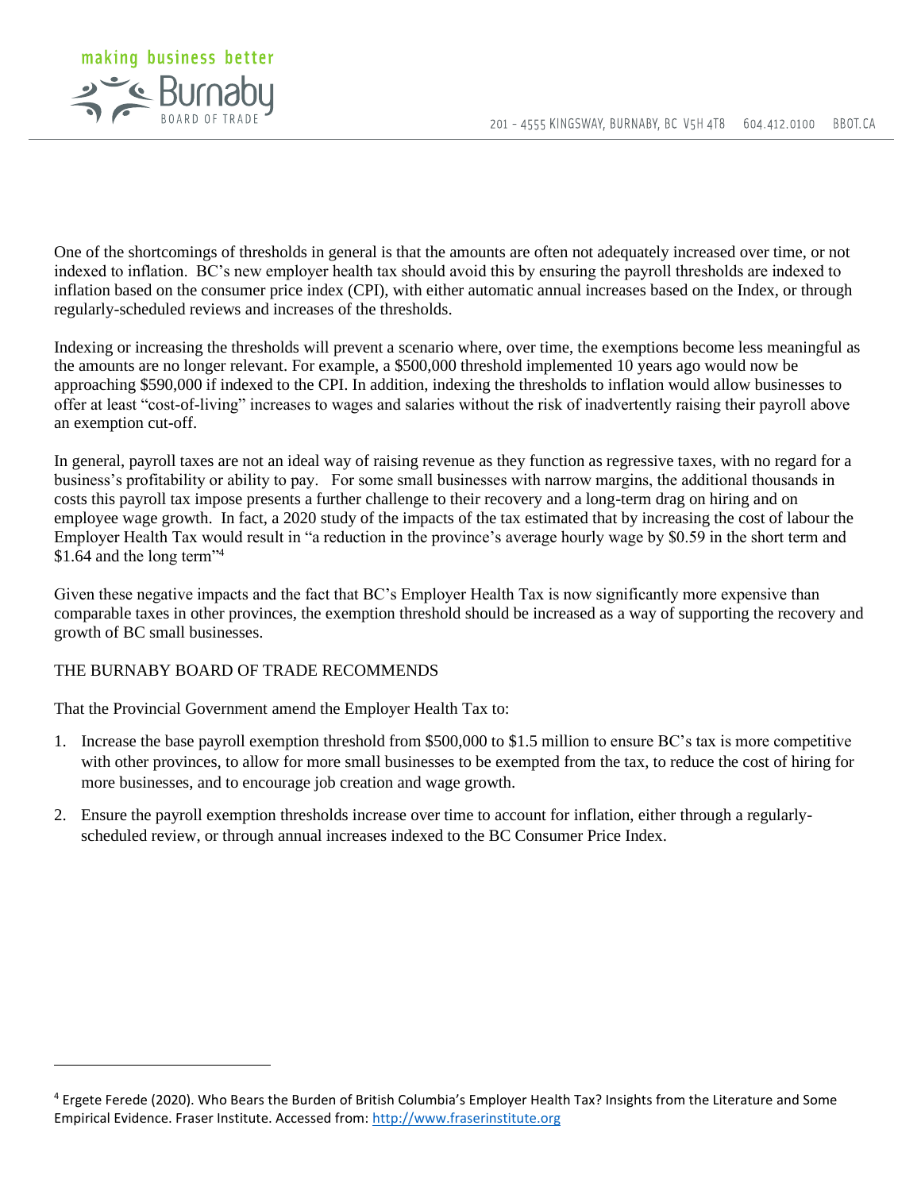One of the shortcomings of thresholds in general is that the amounts are often not adequately increased over time, or not indexed to inflation. BC's new employer health tax should avoid this by ensuring the payroll thresholds are indexed to inflation based on the consumer price index (CPI), with either automatic annual increases based on the Index, or through regularly-scheduled reviews and increases of the thresholds.

Indexing or increasing the thresholds will prevent a scenario where, over time, the exemptions become less meaningful as the amounts are no longer relevant. For example, a $500,000 threshold implemented 10 years ago would now be approaching $590,000 if indexed to the CPI. In addition, indexing the thresholds to inflation would allow businesses to offer at least "cost-of-living" increases to wages and salaries without the risk of inadvertently raising their payroll above an exemption cut-off.

In general, payroll taxes are not an ideal way of raising revenue as they function as regressive taxes, with no regard for a business's profitability or ability to pay. For some small businesses with narrow margins, the additional thousands in costs this payroll tax impose presents a further challenge to their recovery and a long-term drag on hiring and on employee wage growth. In fact, a 2020 study of the impacts of the tax estimated that by increasing the cost of labour the Employer Health Tax would result in "a reduction in the province's average hourly wage by $0.59 in the short term and $1.64 and the long term"[4]

Given these negative impacts and the fact that BC's Employer Health Tax is now significantly more expensive than comparable taxes in other provinces, the exemption threshold should be increased as a way of supporting the recovery and growth of BC small businesses.

THE BURNABY BOARD OF TRADE RECOMMENDS

That the Provincial Government amend the Employer Health Tax to:

1. Increase the base payroll exemption threshold from $500,000 to $1.5 million to ensure BC's tax is more competitive with other provinces, to allow for more small businesses to be exempted from the tax, to reduce the cost of hiring for more businesses, and to encourage job creation and wage growth.
2. Ensure the payroll exemption thresholds increase over time to account for inflation, either through a regularly-scheduled review, or through annual increases indexed to the BC Consumer Price Index.

---

[4] Ergete Ferede (2020). Who Bears the Burden of British Columbia's Employer Health Tax? Insights from the Literature and Some Empirical Evidence. Fraser Institute. Accessed from: http://www.fraserinstitute.org